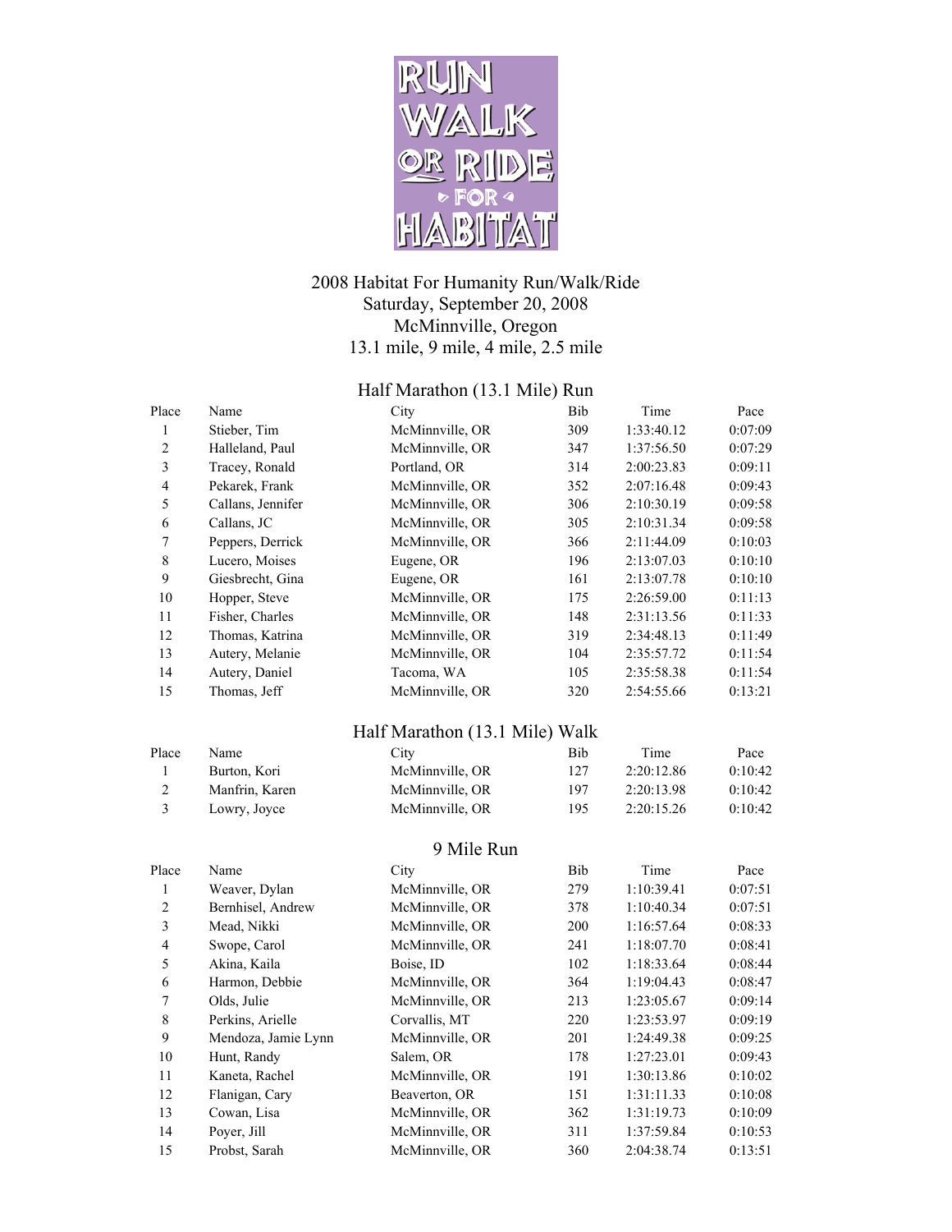# 2008 Habitat For Humanity Run/Walk/Ride

Saturday, September 20, 2008
McMinnville, Oregon
13.1 mile, 9 mile, 4 mile, 2.5 mile

## Half Marathon (13.1 Mile) Run

| Place | Name | City | Bib | Time | Pace |
|---|---|---|---|---|---|
| 1 | Stieber, Tim | McMinnville, OR | 309 | 1:33:40.12 | 0:07:09 |
| 2 | Halleland, Paul | McMinnville, OR | 347 | 1:37:56.50 | 0:07:29 |
| 3 | Tracey, Ronald | Portland, OR | 314 | 2:00:23.83 | 0:09:11 |
| 4 | Pekarek, Frank | McMinnville, OR | 352 | 2:07:16.48 | 0:09:43 |
| 5 | Callans, Jennifer | McMinnville, OR | 306 | 2:10:30.19 | 0:09:58 |
| 6 | Callans, JC | McMinnville, OR | 305 | 2:10:31.34 | 0:09:58 |
| 7 | Peppers, Derrick | McMinnville, OR | 366 | 2:11:44.09 | 0:10:03 |
| 8 | Lucero, Moises | Eugene, OR | 196 | 2:13:07.03 | 0:10:10 |
| 9 | Giesbrecht, Gina | Eugene, OR | 161 | 2:13:07.78 | 0:10:10 |
| 10 | Hopper, Steve | McMinnville, OR | 175 | 2:26:59.00 | 0:11:13 |
| 11 | Fisher, Charles | McMinnville, OR | 148 | 2:31:13.56 | 0:11:33 |
| 12 | Thomas, Katrina | McMinnville, OR | 319 | 2:34:48.13 | 0:11:49 |
| 13 | Autery, Melanie | McMinnville, OR | 104 | 2:35:57.72 | 0:11:54 |
| 14 | Autery, Daniel | Tacoma, WA | 105 | 2:35:58.38 | 0:11:54 |
| 15 | Thomas, Jeff | McMinnville, OR | 320 | 2:54:55.66 | 0:13:21 |

## Half Marathon (13.1 Mile) Walk

| Place | Name | City | Bib | Time | Pace |
|---|---|---|---|---|---|
| 1 | Burton, Kori | McMinnville, OR | 127 | 2:20:12.86 | 0:10:42 |
| 2 | Manfrin, Karen | McMinnville, OR | 197 | 2:20:13.98 | 0:10:42 |
| 3 | Lowry, Joyce | McMinnville, OR | 195 | 2:20:15.26 | 0:10:42 |

## 9 Mile Run

| Place | Name | City | Bib | Time | Pace |
|---|---|---|---|---|---|
| 1 | Weaver, Dylan | McMinnville, OR | 279 | 1:10:39.41 | 0:07:51 |
| 2 | Bernhisel, Andrew | McMinnville, OR | 378 | 1:10:40.34 | 0:07:51 |
| 3 | Mead, Nikki | McMinnville, OR | 200 | 1:16:57.64 | 0:08:33 |
| 4 | Swope, Carol | McMinnville, OR | 241 | 1:18:07.70 | 0:08:41 |
| 5 | Akina, Kaila | Boise, ID | 102 | 1:18:33.64 | 0:08:44 |
| 6 | Harmon, Debbie | McMinnville, OR | 364 | 1:19:04.43 | 0:08:47 |
| 7 | Olds, Julie | McMinnville, OR | 213 | 1:23:05.67 | 0:09:14 |
| 8 | Perkins, Arielle | Corvallis, MT | 220 | 1:23:53.97 | 0:09:19 |
| 9 | Mendoza, Jamie Lynn | McMinnville, OR | 201 | 1:24:49.38 | 0:09:25 |
| 10 | Hunt, Randy | Salem, OR | 178 | 1:27:23.01 | 0:09:43 |
| 11 | Kaneta, Rachel | McMinnville, OR | 191 | 1:30:13.86 | 0:10:02 |
| 12 | Flanigan, Cary | Beaverton, OR | 151 | 1:31:11.33 | 0:10:08 |
| 13 | Cowan, Lisa | McMinnville, OR | 362 | 1:31:19.73 | 0:10:09 |
| 14 | Poyer, Jill | McMinnville, OR | 311 | 1:37:59.84 | 0:10:53 |
| 15 | Probst, Sarah | McMinnville, OR | 360 | 2:04:38.74 | 0:13:51 |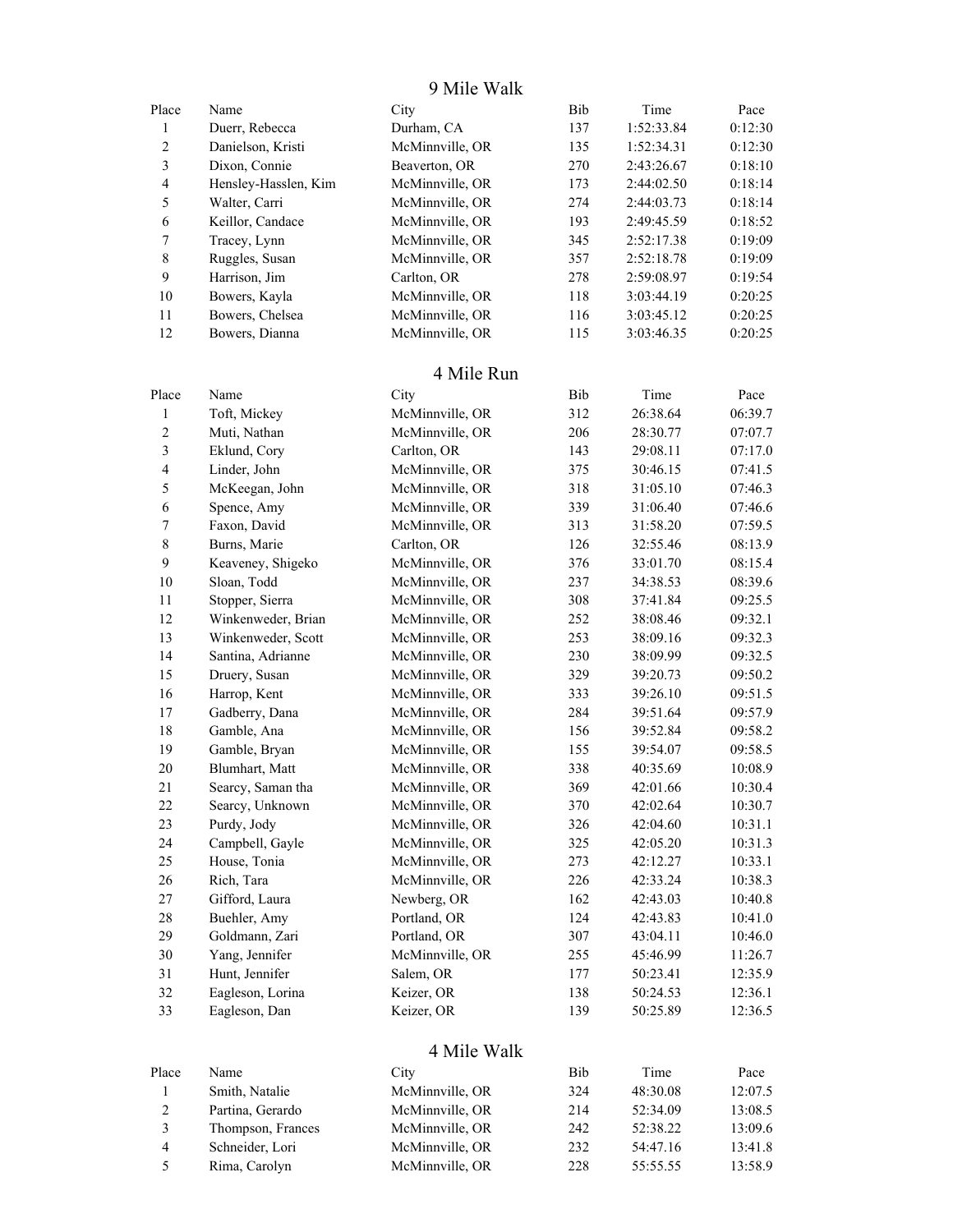## 9 Mile Walk

| Place | Name | City | Bib | Time | Pace |
|---|---|---|---|---|---|
| 1 | Duerr, Rebecca | Durham, CA | 137 | 1:52:33.84 | 0:12:30 |
| 2 | Danielson, Kristi | McMinnville, OR | 135 | 1:52:34.31 | 0:12:30 |
| 3 | Dixon, Connie | Beaverton, OR | 270 | 2:43:26.67 | 0:18:10 |
| 4 | Hensley-Hasslen, Kim | McMinnville, OR | 173 | 2:44:02.50 | 0:18:14 |
| 5 | Walter, Carri | McMinnville, OR | 274 | 2:44:03.73 | 0:18:14 |
| 6 | Keillor, Candace | McMinnville, OR | 193 | 2:49:45.59 | 0:18:52 |
| 7 | Tracey, Lynn | McMinnville, OR | 345 | 2:52:17.38 | 0:19:09 |
| 8 | Ruggles, Susan | McMinnville, OR | 357 | 2:52:18.78 | 0:19:09 |
| 9 | Harrison, Jim | Carlton, OR | 278 | 2:59:08.97 | 0:19:54 |
| 10 | Bowers, Kayla | McMinnville, OR | 118 | 3:03:44.19 | 0:20:25 |
| 11 | Bowers, Chelsea | McMinnville, OR | 116 | 3:03:45.12 | 0:20:25 |
| 12 | Bowers, Dianna | McMinnville, OR | 115 | 3:03:46.35 | 0:20:25 |

## 4 Mile Run

| Place | Name | City | Bib | Time | Pace |
|---|---|---|---|---|---|
| 1 | Toft, Mickey | McMinnville, OR | 312 | 26:38.64 | 06:39.7 |
| 2 | Muti, Nathan | McMinnville, OR | 206 | 28:30.77 | 07:07.7 |
| 3 | Eklund, Cory | Carlton, OR | 143 | 29:08.11 | 07:17.0 |
| 4 | Linder, John | McMinnville, OR | 375 | 30:46.15 | 07:41.5 |
| 5 | McKeegan, John | McMinnville, OR | 318 | 31:05.10 | 07:46.3 |
| 6 | Spence, Amy | McMinnville, OR | 339 | 31:06.40 | 07:46.6 |
| 7 | Faxon, David | McMinnville, OR | 313 | 31:58.20 | 07:59.5 |
| 8 | Burns, Marie | Carlton, OR | 126 | 32:55.46 | 08:13.9 |
| 9 | Keaveney, Shigeko | McMinnville, OR | 376 | 33:01.70 | 08:15.4 |
| 10 | Sloan, Todd | McMinnville, OR | 237 | 34:38.53 | 08:39.6 |
| 11 | Stopper, Sierra | McMinnville, OR | 308 | 37:41.84 | 09:25.5 |
| 12 | Winkenweder, Brian | McMinnville, OR | 252 | 38:08.46 | 09:32.1 |
| 13 | Winkenweder, Scott | McMinnville, OR | 253 | 38:09.16 | 09:32.3 |
| 14 | Santina, Adrianne | McMinnville, OR | 230 | 38:09.99 | 09:32.5 |
| 15 | Druery, Susan | McMinnville, OR | 329 | 39:20.73 | 09:50.2 |
| 16 | Harrop, Kent | McMinnville, OR | 333 | 39:26.10 | 09:51.5 |
| 17 | Gadberry, Dana | McMinnville, OR | 284 | 39:51.64 | 09:57.9 |
| 18 | Gamble, Ana | McMinnville, OR | 156 | 39:52.84 | 09:58.2 |
| 19 | Gamble, Bryan | McMinnville, OR | 155 | 39:54.07 | 09:58.5 |
| 20 | Blumhart, Matt | McMinnville, OR | 338 | 40:35.69 | 10:08.9 |
| 21 | Searcy, Saman tha | McMinnville, OR | 369 | 42:01.66 | 10:30.4 |
| 22 | Searcy, Unknown | McMinnville, OR | 370 | 42:02.64 | 10:30.7 |
| 23 | Purdy, Jody | McMinnville, OR | 326 | 42:04.60 | 10:31.1 |
| 24 | Campbell, Gayle | McMinnville, OR | 325 | 42:05.20 | 10:31.3 |
| 25 | House, Tonia | McMinnville, OR | 273 | 42:12.27 | 10:33.1 |
| 26 | Rich, Tara | McMinnville, OR | 226 | 42:33.24 | 10:38.3 |
| 27 | Gifford, Laura | Newberg, OR | 162 | 42:43.03 | 10:40.8 |
| 28 | Buehler, Amy | Portland, OR | 124 | 42:43.83 | 10:41.0 |
| 29 | Goldmann, Zari | Portland, OR | 307 | 43:04.11 | 10:46.0 |
| 30 | Yang, Jennifer | McMinnville, OR | 255 | 45:46.99 | 11:26.7 |
| 31 | Hunt, Jennifer | Salem, OR | 177 | 50:23.41 | 12:35.9 |
| 32 | Eagleson, Lorina | Keizer, OR | 138 | 50:24.53 | 12:36.1 |
| 33 | Eagleson, Dan | Keizer, OR | 139 | 50:25.89 | 12:36.5 |

## 4 Mile Walk

| Place | Name | City | Bib | Time | Pace |
|---|---|---|---|---|---|
| 1 | Smith, Natalie | McMinnville, OR | 324 | 48:30.08 | 12:07.5 |
| 2 | Partina, Gerardo | McMinnville, OR | 214 | 52:34.09 | 13:08.5 |
| 3 | Thompson, Frances | McMinnville, OR | 242 | 52:38.22 | 13:09.6 |
| 4 | Schneider, Lori | McMinnville, OR | 232 | 54:47.16 | 13:41.8 |
| 5 | Rima, Carolyn | McMinnville, OR | 228 | 55:55.55 | 13:58.9 |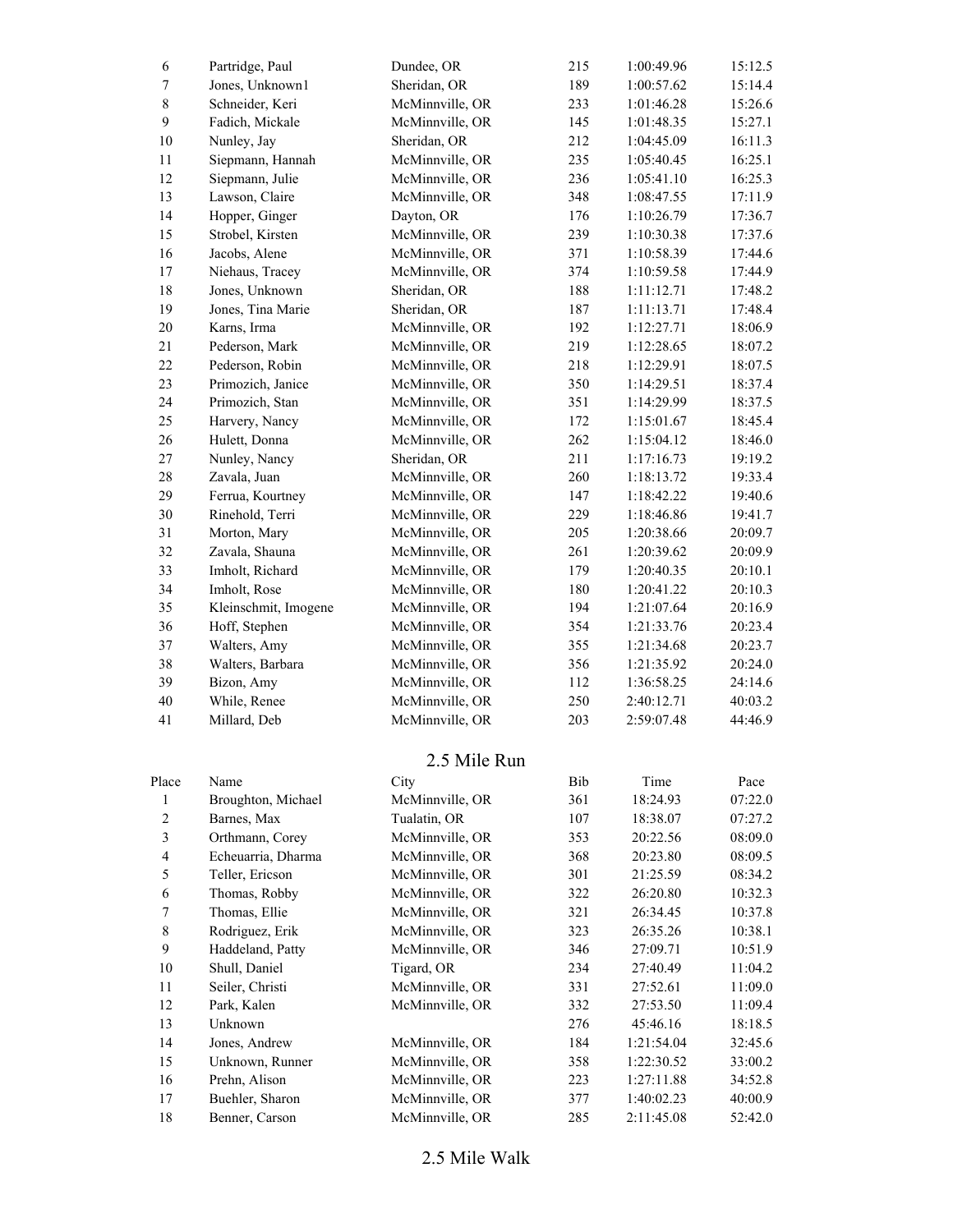| | | | | | |
|---|---|---|---|---|---|
| 6 | Partridge, Paul | Dundee, OR | 215 | 1:00:49.96 | 15:12.5 |
| 7 | Jones, Unknown1 | Sheridan, OR | 189 | 1:00:57.62 | 15:14.4 |
| 8 | Schneider, Keri | McMinnville, OR | 233 | 1:01:46.28 | 15:26.6 |
| 9 | Fadich, Mickale | McMinnville, OR | 145 | 1:01:48.35 | 15:27.1 |
| 10 | Nunley, Jay | Sheridan, OR | 212 | 1:04:45.09 | 16:11.3 |
| 11 | Siepmann, Hannah | McMinnville, OR | 235 | 1:05:40.45 | 16:25.1 |
| 12 | Siepmann, Julie | McMinnville, OR | 236 | 1:05:41.10 | 16:25.3 |
| 13 | Lawson, Claire | McMinnville, OR | 348 | 1:08:47.55 | 17:11.9 |
| 14 | Hopper, Ginger | Dayton, OR | 176 | 1:10:26.79 | 17:36.7 |
| 15 | Strobel, Kirsten | McMinnville, OR | 239 | 1:10:30.38 | 17:37.6 |
| 16 | Jacobs, Alene | McMinnville, OR | 371 | 1:10:58.39 | 17:44.6 |
| 17 | Niehaus, Tracey | McMinnville, OR | 374 | 1:10:59.58 | 17:44.9 |
| 18 | Jones, Unknown | Sheridan, OR | 188 | 1:11:12.71 | 17:48.2 |
| 19 | Jones, Tina Marie | Sheridan, OR | 187 | 1:11:13.71 | 17:48.4 |
| 20 | Karns, Irma | McMinnville, OR | 192 | 1:12:27.71 | 18:06.9 |
| 21 | Pederson, Mark | McMinnville, OR | 219 | 1:12:28.65 | 18:07.2 |
| 22 | Pederson, Robin | McMinnville, OR | 218 | 1:12:29.91 | 18:07.5 |
| 23 | Primozich, Janice | McMinnville, OR | 350 | 1:14:29.51 | 18:37.4 |
| 24 | Primozich, Stan | McMinnville, OR | 351 | 1:14:29.99 | 18:37.5 |
| 25 | Harvery, Nancy | McMinnville, OR | 172 | 1:15:01.67 | 18:45.4 |
| 26 | Hulett, Donna | McMinnville, OR | 262 | 1:15:04.12 | 18:46.0 |
| 27 | Nunley, Nancy | Sheridan, OR | 211 | 1:17:16.73 | 19:19.2 |
| 28 | Zavala, Juan | McMinnville, OR | 260 | 1:18:13.72 | 19:33.4 |
| 29 | Ferrua, Kourtney | McMinnville, OR | 147 | 1:18:42.22 | 19:40.6 |
| 30 | Rinehold, Terri | McMinnville, OR | 229 | 1:18:46.86 | 19:41.7 |
| 31 | Morton, Mary | McMinnville, OR | 205 | 1:20:38.66 | 20:09.7 |
| 32 | Zavala, Shauna | McMinnville, OR | 261 | 1:20:39.62 | 20:09.9 |
| 33 | Imholt, Richard | McMinnville, OR | 179 | 1:20:40.35 | 20:10.1 |
| 34 | Imholt, Rose | McMinnville, OR | 180 | 1:20:41.22 | 20:10.3 |
| 35 | Kleinschmit, Imogene | McMinnville, OR | 194 | 1:21:07.64 | 20:16.9 |
| 36 | Hoff, Stephen | McMinnville, OR | 354 | 1:21:33.76 | 20:23.4 |
| 37 | Walters, Amy | McMinnville, OR | 355 | 1:21:34.68 | 20:23.7 |
| 38 | Walters, Barbara | McMinnville, OR | 356 | 1:21:35.92 | 20:24.0 |
| 39 | Bizon, Amy | McMinnville, OR | 112 | 1:36:58.25 | 24:14.6 |
| 40 | While, Renee | McMinnville, OR | 250 | 2:40:12.71 | 40:03.2 |
| 41 | Millard, Deb | McMinnville, OR | 203 | 2:59:07.48 | 44:46.9 |

## 2.5 Mile Run

| Place | Name | City | Bib | Time | Pace |
|---|---|---|---|---|---|
| 1 | Broughton, Michael | McMinnville, OR | 361 | 18:24.93 | 07:22.0 |
| 2 | Barnes, Max | Tualatin, OR | 107 | 18:38.07 | 07:27.2 |
| 3 | Orthmann, Corey | McMinnville, OR | 353 | 20:22.56 | 08:09.0 |
| 4 | Echeuarria, Dharma | McMinnville, OR | 368 | 20:23.80 | 08:09.5 |
| 5 | Teller, Ericson | McMinnville, OR | 301 | 21:25.59 | 08:34.2 |
| 6 | Thomas, Robby | McMinnville, OR | 322 | 26:20.80 | 10:32.3 |
| 7 | Thomas, Ellie | McMinnville, OR | 321 | 26:34.45 | 10:37.8 |
| 8 | Rodriguez, Erik | McMinnville, OR | 323 | 26:35.26 | 10:38.1 |
| 9 | Haddeland, Patty | McMinnville, OR | 346 | 27:09.71 | 10:51.9 |
| 10 | Shull, Daniel | Tigard, OR | 234 | 27:40.49 | 11:04.2 |
| 11 | Seiler, Christi | McMinnville, OR | 331 | 27:52.61 | 11:09.0 |
| 12 | Park, Kalen | McMinnville, OR | 332 | 27:53.50 | 11:09.4 |
| 13 | Unknown | | 276 | 45:46.16 | 18:18.5 |
| 14 | Jones, Andrew | McMinnville, OR | 184 | 1:21:54.04 | 32:45.6 |
| 15 | Unknown, Runner | McMinnville, OR | 358 | 1:22:30.52 | 33:00.2 |
| 16 | Prehn, Alison | McMinnville, OR | 223 | 1:27:11.88 | 34:52.8 |
| 17 | Buehler, Sharon | McMinnville, OR | 377 | 1:40:02.23 | 40:00.9 |
| 18 | Benner, Carson | McMinnville, OR | 285 | 2:11:45.08 | 52:42.0 |

## 2.5 Mile Walk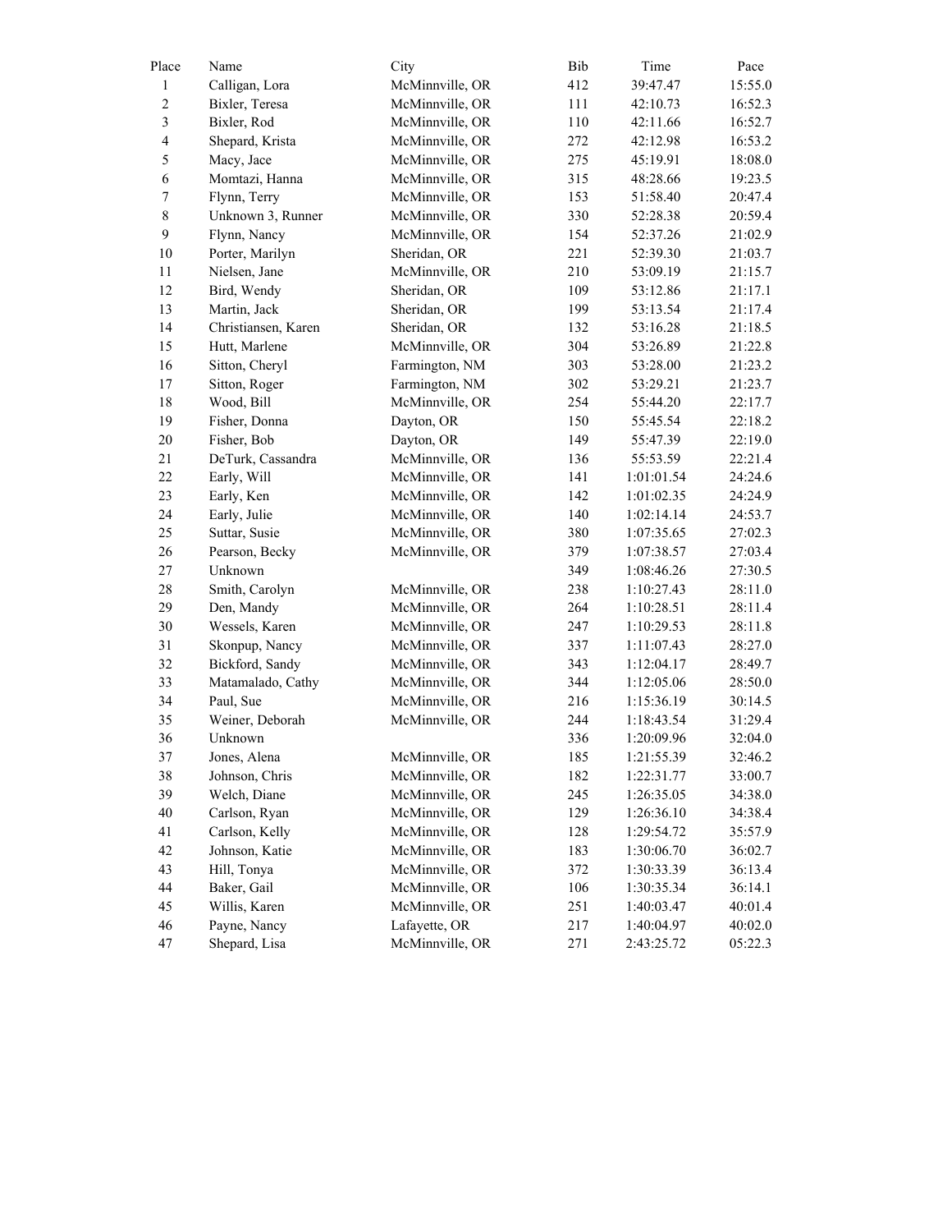| Place | Name | City | Bib | Time | Pace |
|---|---|---|---|---|---|
| 1 | Calligan, Lora | McMinnville, OR | 412 | 39:47.47 | 15:55.0 |
| 2 | Bixler, Teresa | McMinnville, OR | 111 | 42:10.73 | 16:52.3 |
| 3 | Bixler, Rod | McMinnville, OR | 110 | 42:11.66 | 16:52.7 |
| 4 | Shepard, Krista | McMinnville, OR | 272 | 42:12.98 | 16:53.2 |
| 5 | Macy, Jace | McMinnville, OR | 275 | 45:19.91 | 18:08.0 |
| 6 | Momtazi, Hanna | McMinnville, OR | 315 | 48:28.66 | 19:23.5 |
| 7 | Flynn, Terry | McMinnville, OR | 153 | 51:58.40 | 20:47.4 |
| 8 | Unknown 3, Runner | McMinnville, OR | 330 | 52:28.38 | 20:59.4 |
| 9 | Flynn, Nancy | McMinnville, OR | 154 | 52:37.26 | 21:02.9 |
| 10 | Porter, Marilyn | Sheridan, OR | 221 | 52:39.30 | 21:03.7 |
| 11 | Nielsen, Jane | McMinnville, OR | 210 | 53:09.19 | 21:15.7 |
| 12 | Bird, Wendy | Sheridan, OR | 109 | 53:12.86 | 21:17.1 |
| 13 | Martin, Jack | Sheridan, OR | 199 | 53:13.54 | 21:17.4 |
| 14 | Christiansen, Karen | Sheridan, OR | 132 | 53:16.28 | 21:18.5 |
| 15 | Hutt, Marlene | McMinnville, OR | 304 | 53:26.89 | 21:22.8 |
| 16 | Sitton, Cheryl | Farmington, NM | 303 | 53:28.00 | 21:23.2 |
| 17 | Sitton, Roger | Farmington, NM | 302 | 53:29.21 | 21:23.7 |
| 18 | Wood, Bill | McMinnville, OR | 254 | 55:44.20 | 22:17.7 |
| 19 | Fisher, Donna | Dayton, OR | 150 | 55:45.54 | 22:18.2 |
| 20 | Fisher, Bob | Dayton, OR | 149 | 55:47.39 | 22:19.0 |
| 21 | DeTurk, Cassandra | McMinnville, OR | 136 | 55:53.59 | 22:21.4 |
| 22 | Early, Will | McMinnville, OR | 141 | 1:01:01.54 | 24:24.6 |
| 23 | Early, Ken | McMinnville, OR | 142 | 1:01:02.35 | 24:24.9 |
| 24 | Early, Julie | McMinnville, OR | 140 | 1:02:14.14 | 24:53.7 |
| 25 | Suttar, Susie | McMinnville, OR | 380 | 1:07:35.65 | 27:02.3 |
| 26 | Pearson, Becky | McMinnville, OR | 379 | 1:07:38.57 | 27:03.4 |
| 27 | Unknown | | 349 | 1:08:46.26 | 27:30.5 |
| 28 | Smith, Carolyn | McMinnville, OR | 238 | 1:10:27.43 | 28:11.0 |
| 29 | Den, Mandy | McMinnville, OR | 264 | 1:10:28.51 | 28:11.4 |
| 30 | Wessels, Karen | McMinnville, OR | 247 | 1:10:29.53 | 28:11.8 |
| 31 | Skonpup, Nancy | McMinnville, OR | 337 | 1:11:07.43 | 28:27.0 |
| 32 | Bickford, Sandy | McMinnville, OR | 343 | 1:12:04.17 | 28:49.7 |
| 33 | Matamalado, Cathy | McMinnville, OR | 344 | 1:12:05.06 | 28:50.0 |
| 34 | Paul, Sue | McMinnville, OR | 216 | 1:15:36.19 | 30:14.5 |
| 35 | Weiner, Deborah | McMinnville, OR | 244 | 1:18:43.54 | 31:29.4 |
| 36 | Unknown | | 336 | 1:20:09.96 | 32:04.0 |
| 37 | Jones, Alena | McMinnville, OR | 185 | 1:21:55.39 | 32:46.2 |
| 38 | Johnson, Chris | McMinnville, OR | 182 | 1:22:31.77 | 33:00.7 |
| 39 | Welch, Diane | McMinnville, OR | 245 | 1:26:35.05 | 34:38.0 |
| 40 | Carlson, Ryan | McMinnville, OR | 129 | 1:26:36.10 | 34:38.4 |
| 41 | Carlson, Kelly | McMinnville, OR | 128 | 1:29:54.72 | 35:57.9 |
| 42 | Johnson, Katie | McMinnville, OR | 183 | 1:30:06.70 | 36:02.7 |
| 43 | Hill, Tonya | McMinnville, OR | 372 | 1:30:33.39 | 36:13.4 |
| 44 | Baker, Gail | McMinnville, OR | 106 | 1:30:35.34 | 36:14.1 |
| 45 | Willis, Karen | McMinnville, OR | 251 | 1:40:03.47 | 40:01.4 |
| 46 | Payne, Nancy | Lafayette, OR | 217 | 1:40:04.97 | 40:02.0 |
| 47 | Shepard, Lisa | McMinnville, OR | 271 | 2:43:25.72 | 05:22.3 |